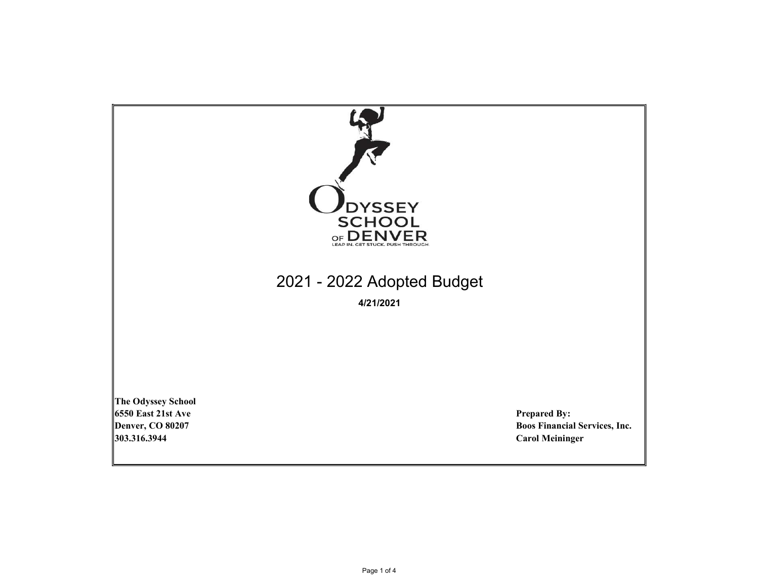ODYSSEY SCHOOL OF DENVER

LEAP IN. GET STUCK. PUSH THROUGH

# 2021 - 2022 Adopted Budget

**4/21/2021**

**The Odyssey School**
**6550 East 21st Ave**
**Denver, CO 80207**
**303.316.3944**

**Prepared By:**
**Boos Financial Services, Inc.**
**Carol Meininger**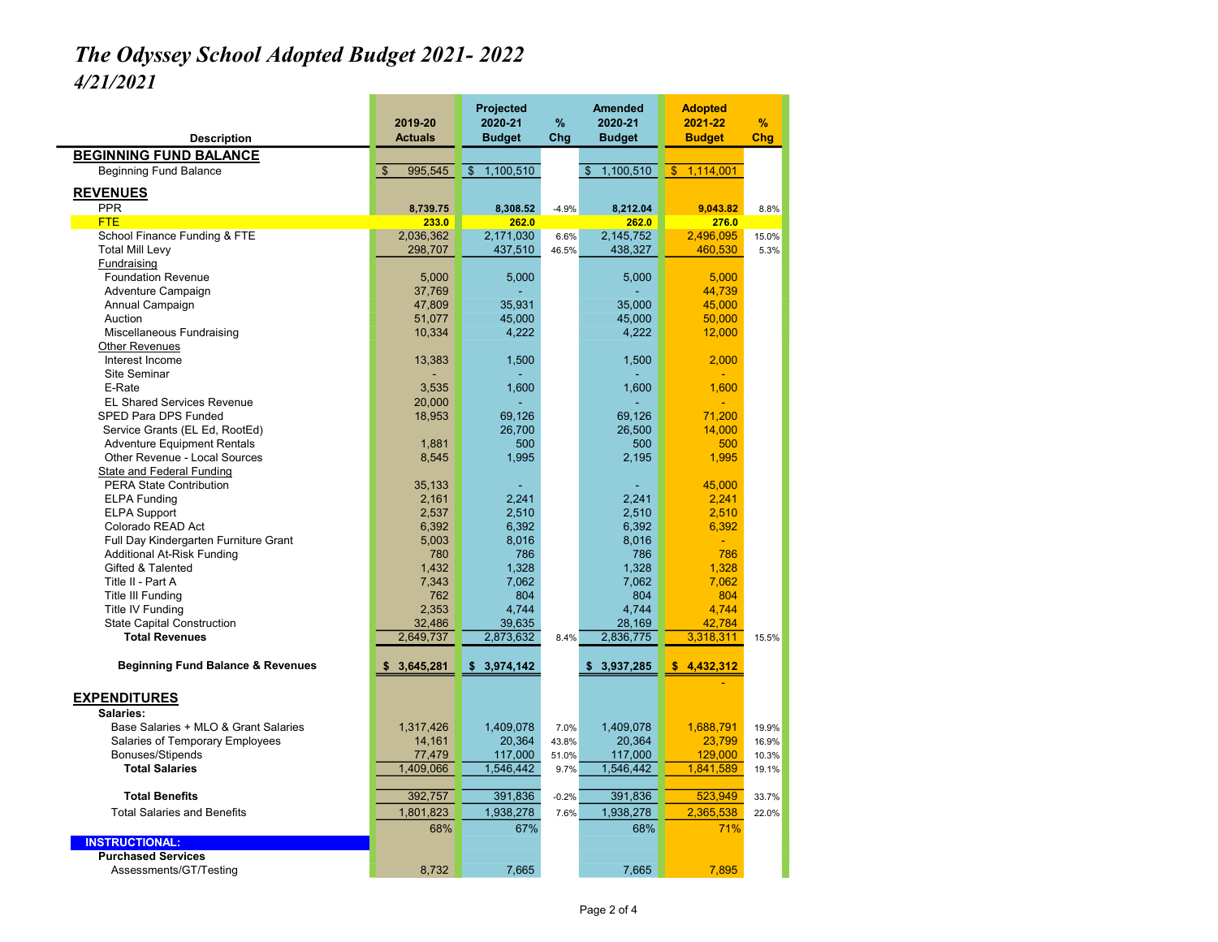# The Odyssey School Adopted Budget 2021- 2022

*4/21/2021*

| Description | 2019-20 Actuals | Projected 2020-21 Budget | % Chg | Amended 2020-21 Budget | Adopted 2021-22 Budget | % Chg |
|---|---|---|---|---|---|---|
| **BEGINNING FUND BALANCE** | | | | | | |
| Beginning Fund Balance | $ 995,545 | $ 1,100,510 | | $ 1,100,510 | $ 1,114,001 | |
| **REVENUES** | | | | | | |
| PPR | 8,739.75 | 8,308.52 | -4.9% | 8,212.04 | 9,043.82 | 8.8% |
| FTE | 233.0 | 262.0 | | 262.0 | 276.0 | |
| School Finance Funding & FTE | 2,036,362 | 2,171,030 | 6.6% | 2,145,752 | 2,496,095 | 15.0% |
| Total Mill Levy | 298,707 | 437,510 | 46.5% | 438,327 | 460,530 | 5.3% |
| Fundraising | | | | | | |
| Foundation Revenue | 5,000 | 5,000 | | 5,000 | 5,000 | |
| Adventure Campaign | 37,769 | - | | - | 44,739 | |
| Annual Campaign | 47,809 | 35,931 | | 35,000 | 45,000 | |
| Auction | 51,077 | 45,000 | | 45,000 | 50,000 | |
| Miscellaneous Fundraising | 10,334 | 4,222 | | 4,222 | 12,000 | |
| Other Revenues | | | | | | |
| Interest Income | 13,383 | 1,500 | | 1,500 | 2,000 | |
| Site Seminar | - | - | | - | - | |
| E-Rate | 3,535 | 1,600 | | 1,600 | 1,600 | |
| EL Shared Services Revenue | 20,000 | - | | - | - | |
| SPED Para DPS Funded | 18,953 | 69,126 | | 69,126 | 71,200 | |
| Service Grants (EL Ed, RootEd) | | 26,700 | | 26,500 | 14,000 | |
| Adventure Equipment Rentals | 1,881 | 500 | | 500 | 500 | |
| Other Revenue - Local Sources | 8,545 | 1,995 | | 2,195 | 1,995 | |
| State and Federal Funding | | | | | | |
| PERA State Contribution | 35,133 | - | | - | 45,000 | |
| ELPA Funding | 2,161 | 2,241 | | 2,241 | 2,241 | |
| ELPA Support | 2,537 | 2,510 | | 2,510 | 2,510 | |
| Colorado READ Act | 6,392 | 6,392 | | 6,392 | 6,392 | |
| Full Day Kindergarten Furniture Grant | 5,003 | 8,016 | | 8,016 | - | |
| Additional At-Risk Funding | 780 | 786 | | 786 | 786 | |
| Gifted & Talented | 1,432 | 1,328 | | 1,328 | 1,328 | |
| Title II - Part A | 7,343 | 7,062 | | 7,062 | 7,062 | |
| Title III Funding | 762 | 804 | | 804 | 804 | |
| Title IV Funding | 2,353 | 4,744 | | 4,744 | 4,744 | |
| State Capital Construction | 32,486 | 39,635 | | 28,169 | 42,784 | |
| **Total Revenues** | 2,649,737 | 2,873,632 | 8.4% | 2,836,775 | 3,318,311 | 15.5% |
| **Beginning Fund Balance & Revenues** | **$ 3,645,281** | **$ 3,974,142** | | **$ 3,937,285** | **$ 4,432,312** | |
| | | | | | - | |
| **EXPENDITURES** | | | | | | |
| **Salaries:** | | | | | | |
| Base Salaries + MLO & Grant Salaries | 1,317,426 | 1,409,078 | 7.0% | 1,409,078 | 1,688,791 | 19.9% |
| Salaries of Temporary Employees | 14,161 | 20,364 | 43.8% | 20,364 | 23,799 | 16.9% |
| Bonuses/Stipends | 77,479 | 117,000 | 51.0% | 117,000 | 129,000 | 10.3% |
| **Total Salaries** | 1,409,066 | 1,546,442 | 9.7% | 1,546,442 | 1,841,589 | 19.1% |
| **Total Benefits** | 392,757 | 391,836 | -0.2% | 391,836 | 523,949 | 33.7% |
| Total Salaries and Benefits | 1,801,823 | 1,938,278 | 7.6% | 1,938,278 | 2,365,538 | 22.0% |
| | 68% | 67% | | 68% | 71% | |
| **INSTRUCTIONAL:** | | | | | | |
| **Purchased Services** | | | | | | |
| Assessments/GT/Testing | 8,732 | 7,665 | | 7,665 | 7,895 | |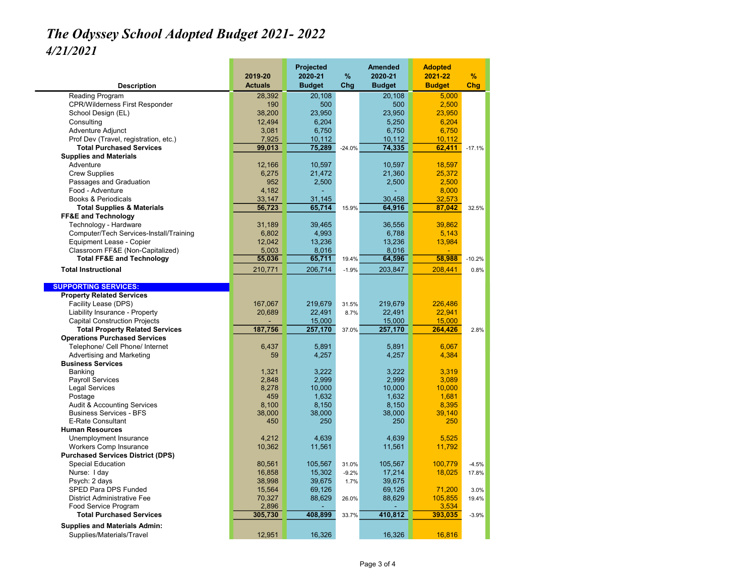# *The Odyssey School Adopted Budget 2021- 2022*

## *4/21/2021*

| Description | 2019-20 Actuals | Projected 2020-21 Budget | % Chg | Amended 2020-21 Budget | Adopted 2021-22 Budget | % Chg |
|---|---|---|---|---|---|---|
| Reading Program | 28,392 | 20,108 | | 20,108 | 5,000 | |
| CPR/Wilderness First Responder | 190 | 500 | | 500 | 2,500 | |
| School Design (EL) | 38,200 | 23,950 | | 23,950 | 23,950 | |
| Consulting | 12,494 | 6,204 | | 5,250 | 6,204 | |
| Adventure Adjunct | 3,081 | 6,750 | | 6,750 | 6,750 | |
| Prof Dev (Travel, registration, etc.) | 7,925 | 10,112 | | 10,112 | 10,112 | |
| **Total Purchased Services** | **99,013** | **75,289** | -24.0% | **74,335** | **62,411** | -17.1% |
| **Supplies and Materials** | | | | | | |
| Adventure | 12,166 | 10,597 | | 10,597 | 18,597 | |
| Crew Supplies | 6,275 | 21,472 | | 21,360 | 25,372 | |
| Passages and Graduation | 952 | 2,500 | | 2,500 | 2,500 | |
| Food - Adventure | 4,182 | - | | - | 8,000 | |
| Books & Periodicals | 33,147 | 31,145 | | 30,458 | 32,573 | |
| **Total Supplies & Materials** | **56,723** | **65,714** | 15.9% | **64,916** | **87,042** | 32.5% |
| **FF&E and Technology** | | | | | | |
| Technology - Hardware | 31,189 | 39,465 | | 36,556 | 39,862 | |
| Computer/Tech Services-Install/Training | 6,802 | 4,993 | | 6,788 | 5,143 | |
| Equipment Lease - Copier | 12,042 | 13,236 | | 13,236 | 13,984 | |
| Classroom FF&E (Non-Capitalized) | 5,003 | 8,016 | | 8,016 | - | |
| **Total FF&E and Technology** | **55,036** | **65,711** | 19.4% | **64,596** | **58,988** | -10.2% |
| **Total Instructional** | 210,771 | 206,714 | -1.9% | 203,847 | 208,441 | 0.8% |
| | | | | | | |
| **SUPPORTING SERVICES:** | | | | | | |
| **Property Related Services** | | | | | | |
| Facility Lease (DPS) | 167,067 | 219,679 | 31.5% | 219,679 | 226,486 | |
| Liability Insurance - Property | 20,689 | 22,491 | 8.7% | 22,491 | 22,941 | |
| Capital Construction Projects | - | 15,000 | | 15,000 | 15,000 | |
| **Total Property Related Services** | **187,756** | **257,170** | 37.0% | **257,170** | **264,426** | 2.8% |
| **Operations Purchased Services** | | | | | | |
| Telephone/ Cell Phone/ Internet | 6,437 | 5,891 | | 5,891 | 6,067 | |
| Advertising and Marketing | 59 | 4,257 | | 4,257 | 4,384 | |
| **Business Services** | | | | | | |
| Banking | 1,321 | 3,222 | | 3,222 | 3,319 | |
| Payroll Services | 2,848 | 2,999 | | 2,999 | 3,089 | |
| Legal Services | 8,278 | 10,000 | | 10,000 | 10,000 | |
| Postage | 459 | 1,632 | | 1,632 | 1,681 | |
| Audit & Accounting Services | 8,100 | 8,150 | | 8,150 | 8,395 | |
| Business Services - BFS | 38,000 | 38,000 | | 38,000 | 39,140 | |
| E-Rate Consultant | 450 | 250 | | 250 | 250 | |
| **Human Resources** | | | | | | |
| Unemployment Insurance | 4,212 | 4,639 | | 4,639 | 5,525 | |
| Workers Comp Insurance | 10,362 | 11,561 | | 11,561 | 11,792 | |
| **Purchased Services District (DPS)** | | | | | | |
| Special Education | 80,561 | 105,567 | 31.0% | 105,567 | 100,779 | -4.5% |
| Nurse: I day | 16,858 | 15,302 | -9.2% | 17,214 | 18,025 | 17.8% |
| Psych: 2 days | 38,998 | 39,675 | 1.7% | 39,675 | | |
| SPED Para DPS Funded | 15,564 | 69,126 | | 69,126 | 71,200 | 3.0% |
| District Administrative Fee | 70,327 | 88,629 | 26.0% | 88,629 | 105,855 | 19.4% |
| Food Service Program | 2,896 | - | | - | 3,534 | |
| **Total Purchased Services** | **305,730** | **408,899** | 33.7% | **410,812** | **393,035** | -3.9% |
| **Supplies and Materials Admin:** | | | | | | |
| Supplies/Materials/Travel | 12,951 | 16,326 | | 16,326 | 16,816 | |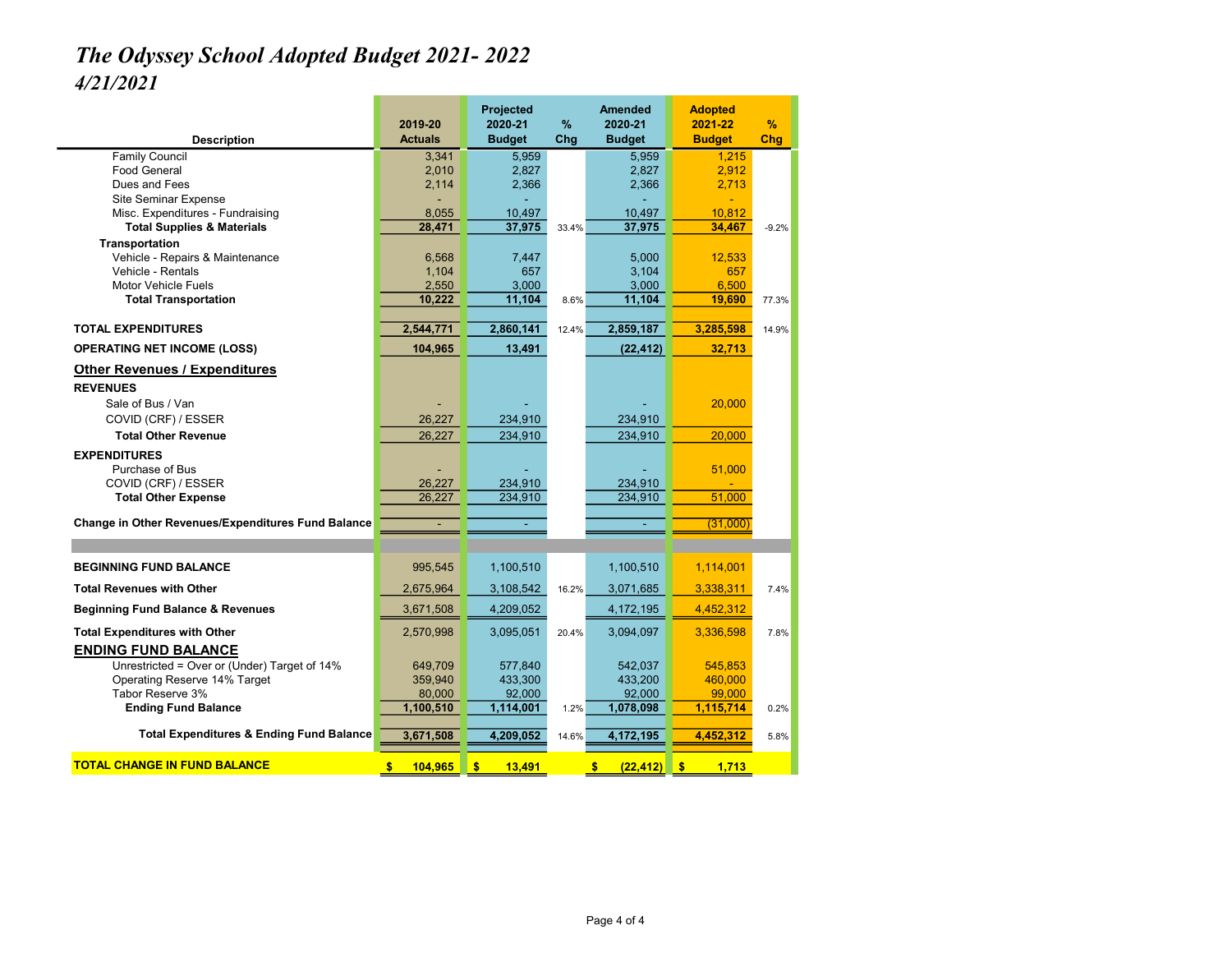# *The Odyssey School Adopted Budget 2021- 2022*

## *4/21/2021*

| Description | 2019-20 Actuals | Projected 2020-21 Budget | % Chg | Amended 2020-21 Budget | Adopted 2021-22 Budget | % Chg |
|---|---|---|---|---|---|---|
| Family Council | 3,341 | 5,959 | | 5,959 | 1,215 | |
| Food General | 2,010 | 2,827 | | 2,827 | 2,912 | |
| Dues and Fees | 2,114 | 2,366 | | 2,366 | 2,713 | |
| Site Seminar Expense | - | - | | - | - | |
| Misc. Expenditures - Fundraising | 8,055 | 10,497 | | 10,497 | 10,812 | |
| **Total Supplies & Materials** | **28,471** | **37,975** | 33.4% | **37,975** | **34,467** | -9.2% |
| **Transportation** | | | | | | |
| Vehicle - Repairs & Maintenance | 6,568 | 7,447 | | 5,000 | 12,533 | |
| Vehicle - Rentals | 1,104 | 657 | | 3,104 | 657 | |
| Motor Vehicle Fuels | 2,550 | 3,000 | | 3,000 | 6,500 | |
| **Total Transportation** | **10,222** | **11,104** | 8.6% | **11,104** | **19,690** | 77.3% |
| **TOTAL EXPENDITURES** | **2,544,771** | **2,860,141** | 12.4% | **2,859,187** | **3,285,598** | 14.9% |
| **OPERATING NET INCOME (LOSS)** | **104,965** | **13,491** | | **(22,412)** | **32,713** | |
| **Other Revenues / Expenditures** | | | | | | |
| **REVENUES** | | | | | | |
| Sale of Bus / Van | - | - | | - | 20,000 | |
| COVID (CRF) / ESSER | 26,227 | 234,910 | | 234,910 | | |
| **Total Other Revenue** | 26,227 | 234,910 | | 234,910 | 20,000 | |
| **EXPENDITURES** | | | | | | |
| Purchase of Bus | - | - | | - | 51,000 | |
| COVID (CRF) / ESSER | 26,227 | 234,910 | | 234,910 | - | |
| **Total Other Expense** | 26,227 | 234,910 | | 234,910 | 51,000 | |
| **Change in Other Revenues/Expenditures Fund Balance** | - | - | | - | (31,000) | |
| **BEGINNING FUND BALANCE** | 995,545 | 1,100,510 | | 1,100,510 | 1,114,001 | |
| **Total Revenues with Other** | 2,675,964 | 3,108,542 | 16.2% | 3,071,685 | 3,338,311 | 7.4% |
| **Beginning Fund Balance & Revenues** | 3,671,508 | 4,209,052 | | 4,172,195 | 4,452,312 | |
| **Total Expenditures with Other** | 2,570,998 | 3,095,051 | 20.4% | 3,094,097 | 3,336,598 | 7.8% |
| **ENDING FUND BALANCE** | | | | | | |
| Unrestricted = Over or (Under) Target of 14% | 649,709 | 577,840 | | 542,037 | 545,853 | |
| Operating Reserve 14% Target | 359,940 | 433,300 | | 433,200 | 460,000 | |
| Tabor Reserve 3% | 80,000 | 92,000 | | 92,000 | 99,000 | |
| **Ending Fund Balance** | **1,100,510** | **1,114,001** | 1.2% | **1,078,098** | **1,115,714** | 0.2% |
| **Total Expenditures & Ending Fund Balance** | **3,671,508** | **4,209,052** | 14.6% | **4,172,195** | **4,452,312** | 5.8% |
| **TOTAL CHANGE IN FUND BALANCE** | **$ 104,965** | **$ 13,491** | | **$ (22,412)** | **$ 1,713** | |